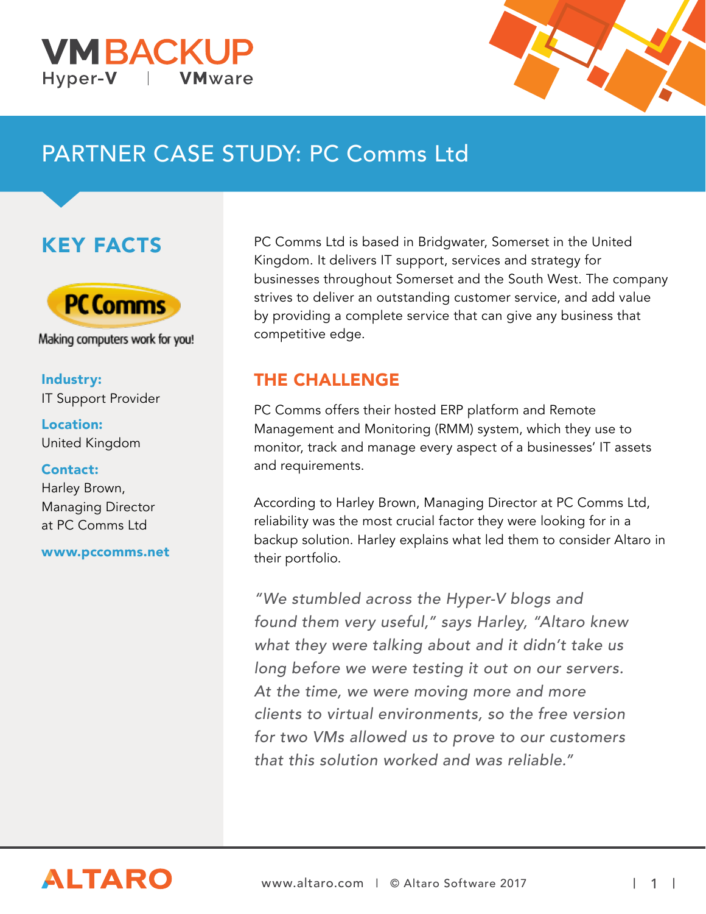VMBACKUP
Hyper-V | VMware

# PARTNER CASE STUDY: PC Comms Ltd

## KEY FACTS

PC Comms
Making computers work for you!

**Industry:**
IT Support Provider

**Location:**
United Kingdom

**Contact:**
Harley Brown,
Managing Director
at PC Comms Ltd

**www.pccomms.net**

PC Comms Ltd is based in Bridgwater, Somerset in the United Kingdom. It delivers IT support, services and strategy for businesses throughout Somerset and the South West. The company strives to deliver an outstanding customer service, and add value by providing a complete service that can give any business that competitive edge.

## THE CHALLENGE

PC Comms offers their hosted ERP platform and Remote Management and Monitoring (RMM) system, which they use to monitor, track and manage every aspect of a businesses' IT assets and requirements.

According to Harley Brown, Managing Director at PC Comms Ltd, reliability was the most crucial factor they were looking for in a backup solution. Harley explains what led them to consider Altaro in their portfolio.

*"We stumbled across the Hyper-V blogs and found them very useful," says Harley, "Altaro knew what they were talking about and it didn't take us long before we were testing it out on our servers. At the time, we were moving more and more clients to virtual environments, so the free version for two VMs allowed us to prove to our customers that this solution worked and was reliable."*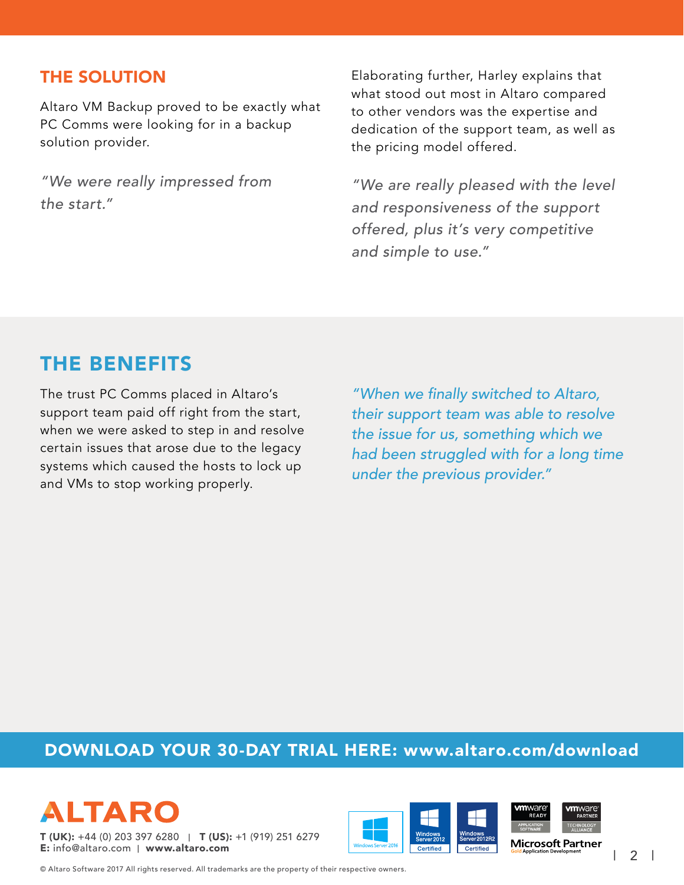## THE SOLUTION

Altaro VM Backup proved to be exactly what PC Comms were looking for in a backup solution provider.

*"We were really impressed from the start."*

Elaborating further, Harley explains that what stood out most in Altaro compared to other vendors was the expertise and dedication of the support team, as well as the pricing model offered.

*"We are really pleased with the level and responsiveness of the support offered, plus it's very competitive and simple to use."*

## THE BENEFITS

The trust PC Comms placed in Altaro's support team paid off right from the start, when we were asked to step in and resolve certain issues that arose due to the legacy systems which caused the hosts to lock up and VMs to stop working properly.

*"When we finally switched to Altaro, their support team was able to resolve the issue for us, something which we had been struggled with for a long time under the previous provider."*

**DOWNLOAD YOUR 30-DAY TRIAL HERE: www.altaro.com/download**

ALTARO

**T (UK):** +44 (0) 203 397 6280 | **T (US):** +1 (919) 251 6279
**E:** info@altaro.com | **www.altaro.com**

Windows Server 2016 | Windows Server 2012 Certified | Windows Server 2012R2 Certified | vmware READY APPLICATION SOFTWARE | vmware PARTNER TECHNOLOGY ALLIANCE | Microsoft Partner Gold Application Development

© Altaro Software 2017 All rights reserved. All trademarks are the property of their respective owners.